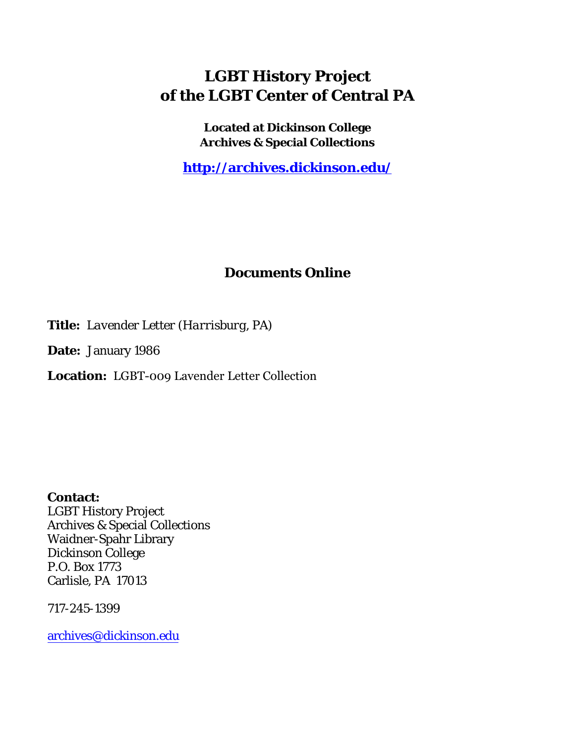# LGBT History Project of the LGBT Center of Central PA

**Located at Dickinson College Archives & Special Collections**

**http://archives.dickinson.edu/**

## Documents Online

**Title:** *Lavender Letter (Harrisburg, PA)*

**Date:** January 1986

**Location:** LGBT-009 Lavender Letter Collection

**Contact:**
LGBT History Project
Archives & Special Collections
Waidner-Spahr Library
Dickinson College
P.O. Box 1773
Carlisle, PA 17013

717-245-1399

archives@dickinson.edu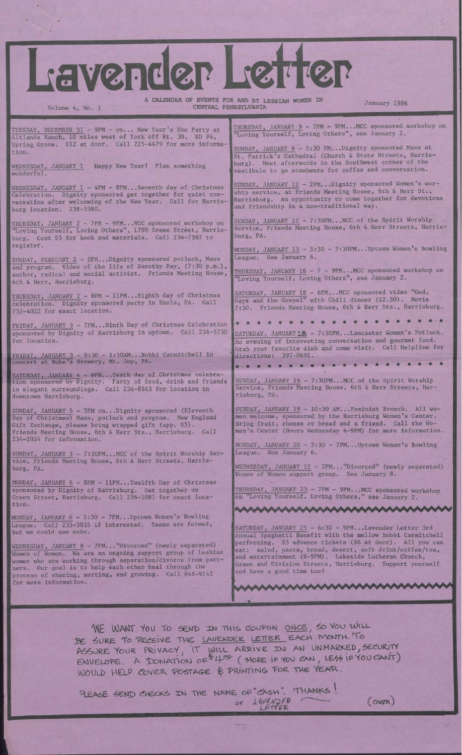# Lavender Letter

Volume 4, No. 1

A CALENDAR OF EVENTS FOR AND BY LESBIAN WOMEN IN CENTRAL PENNSYLVANIA

January 1986

TUESDAY, DECEMBER 31 - 9PM - on... New Year's Eve Party at Altlands Ranch, 10 miles west of York off Rt. 30. RD #4, Spring Grove. $12 at door. Call 225-4479 for more information.

WEDNESDAY, JANUARY 1 Happy New Year! Plan something wonderful.

WEDNESDAY, JANUARY 1 - 4PM - 8PM...Seventh day of Christmas Celebration. Dignity sponsored get together for quiet conversation after welcoming of the New Year. Call for Harrisburg location. 238-5380.

THURSDAY, JANUARY 2 - 7PM - 9PM...MCC sponsored workshop on "Loving Yourself, Loving Others", 1709 Green Street, Harrisburg. Cost $5 for book and materials. Call 236-7387 to register.

SUNDAY, FEBRUARY 2 - 5PM...Dignity sponsored potluck, Mass and program. Video of the life of Dorothy Day, (7:30 p.m.), author, radical and social activist. Friends Meeting House, 6th & Herr, Harrisburg.

THURSDAY, JANUARY 2 - 8PM - 11PM...Eighth day of Christmas celebration. Dignity sponsored party in Enola, PA. Call 732-4022 for exact location.

FRIDAY, JANUARY 3 - 7PM...Ninth Day of Christmas Celebration sponsored by Dignity of Harrisburg in uptown. Call 234-5730 for location.

FRIDAY, JANUARY 3 - 9:30 - 1:30AM...Bobbi Carmitchell in concert at Bube's Brewery, Mt. Joy, PA.

SATURDAY, JANUARY 4 - 8PM...Tenth day of Christmas celebration sponsored by Dignity. Party of food, drink and friends in elegant surroundings. Call 236-8563 for location in downtown Harrisburg.

SUNDAY, JANUARY 5 - 5PM on...Dignity sponsored (Eleventh Day of Christmas) Mass, potluck and program. New England Gift Exchange, please bring wrapped gift (app. $5). Friends Meeting House, 6th & Herr Sts., Harrisburg. Call 234-2024 for information.

SUNDAY, JANUARY 5 - 7:30PM...MCC of the Spirit Worship Service, Friends Meeting House, 6th & Herr Streets, Harrisburg, PA.

MONDAY, JANUARY 6 - 8PM - 11PM...Twelfth Day of Christmas sponsored by Dignity of Harrisburg. Get together on Green Street, Harrisburg. Call 236-1081 for exact location.

MONDAY, JANUARY 6 - 5:30 - 7PM...Uptown Women's Bowling League. Call 233-3035 if interested. Teams are formed, but we could use subs.

WEDNESDAY, JANUARY 8 - 7PM..."Divorced" (newly separated) Women of Women. We are an ongoing support group of Lesbian women who are working through separation/divorce from partners. Our goal is to help each other heal through the process of sharing, sorting, and growing. Call 848-9142 for more information.

THURSDAY, JANUARY 9 - 7PM - 9PM...MCC sponsored workshop on "Loving Yourself, Loving Others", see January 2.

SUNDAY, JANUARY 9 - 5:30 PM...Dignity sponsored Mass at St. Patrick's Cathedral (Church & State Streets, Harrisburg). Meet afterwards in the Southwest corner of the vestibule to go somewhere for coffee and conversation.

SUNDAY, JANUARY 12 - 2PM...Dignity sponsored Women's worship service, at Friends Meeting House, 6th & Herr St., Harrisburg. An opportunity to come together for devotions and friendship in a non-traditional way.

SUNDAY, JANUARY 12 - 7:30PM...MCC of the Spirit Worship Service, Friends Meeting House, 6th & Herr Streets, Harrisburg, PA.

MONDAY, JANUARY 13 - 5:30 - 7:30PM...Uptown Women's Bowling League. See January 6.

THURSDAY, JANUARY 16 - 7 - 9PM...MCC sponsored workshop on "Loving Yourself, Loving Others", see January 2.

SATURDAY, JANUARY 18 - 6PM...MCC sponsored video "God, Gays and the Gospel" with Chili dinner ($2.50). Movie 7:30. Friends Meeting House, 6th & Herr Sts., Harrisburg.

SATURDAY, JANUARY 18 - 7:30PM...Lancaster Women's Potluck. An evening of interesting conversation and gourmet food. Grab your favorite dish and come visit. Call Helpline for directions: 397-0691.

SUNDAY, JANUARY 19 - 7:30PM...MCC of the Spirit Worship Service, Friends Meeting House, 6th & Herr Streets, Harrisburg, PA.

SUNDAY, JANUARY 19 - 10:30 AM...Feminist Brunch. All women welcome, sponsored by the Harrisburg Women's Center. Bring fruit, cheese or bread and a friend. Call the Women's Center (Hours Wednesday 6-9PM) for more information.

MONDAY, JANUARY 20 - 5:30 - 7PM...Uptown Women's Bowling League. See January 6.

WEDNESDAY, JANUARY 22 - 7PM..."Divorced" (newly separated) Women of Women support group. See January 8.

THURSDAY, JANUARY 23 - 7PM - 9PM...MCC sponsored workshop on "Loving Yourself, Loving Others," see January 2.

SATURDAY, JANUARY 25 - 6:30 - 9PM...Lavender Letter 3rd Annual Spaghetti Benefit with the mellow Bobbi Carmitchell performing. $5 advance tickets ($6 at door). All you can eat: salad, pasta, bread, desert, soft drink/coffee/tea, and entertainment (8-9PM). Lakeside Lutheran Church, Green and Division Streets, Harrisburg. Support yourself and have a good time too!

WE WANT YOU TO SEND IN THIS COUPON ONCE, SO YOU WILL BE SURE TO RECEIVE THE LAVENDER LETTER EACH MONTH. TO ASSURE YOUR PRIVACY, IT WILL ARRIVE IN AN UNMARKED, SECURITY ENVELOPE. A DONATION OF $4.50 (MORE IF YOU CAN, LESS IF YOU CAN'T) WOULD HELP COVER POSTAGE & PRINTING FOR THE YEAR.

PLEASE SEND CHECKS IN THE NAME OF "CASH". THANKS! or LAVENDER LETTER

(OVER)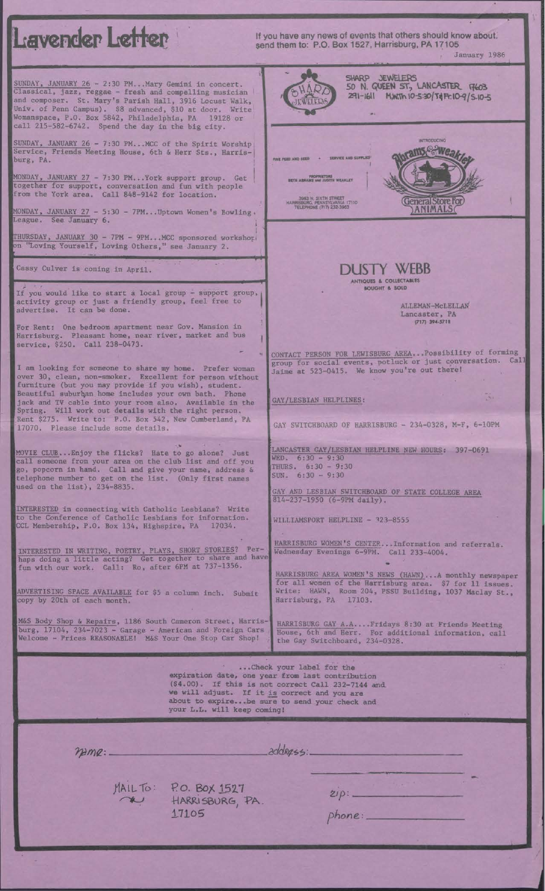# Lavender Letter

If you have any news of events that others should know about, send them to: P.O. Box 1527, Harrisburg, PA 17105

January 1986

SUNDAY, JANUARY 26 - 2:30 PM...Mary Gemini in concert. Classical, jazz, reggae - fresh and compelling musician and composer. St. Mary's Parish Hall, 3916 Locust Walk, Univ. of Penn Campus). $8 advanced, $10 at door. Write Womanspace, P.O. Box 5842, Philadelphia, PA 19128 or call 215-582-6742. Spend the day in the big city.

SUNDAY, JANUARY 26 - 7:30 PM...MCC of the Spirit Worship Service, Friends Meeting House, 6th & Herr Sts., Harrisburg, PA.

MONDAY, JANUARY 27 - 7:30 PM...York support group. Get together for support, conversation and fun with people from the York area. Call 848-9142 for location.

MONDAY, JANUARY 27 - 5:30 - 7PM...Uptown Women's Bowling League. See January 6.

THURSDAY, JANUARY 30 - 7PM - 9PM...MCC sponsored workshop on "Loving Yourself, Loving Others," see January 2.

Cassy Culver is coming in April.

If you would like to start a local group - support group, activity group or just a friendly group, feel free to advertise. It can be done.

For Rent: One bedroom apartment near Gov. Mansion in Harrisburg. Pleasant home, near river, market and bus service, $250. Call 238-0473.

I am looking for someone to share my home. Prefer woman over 30, clean, non-smoker. Excellent for person without furniture (but you may provide if you wish), student. Beautiful suburban home includes your own bath. Phone jack and TV cable into your room also. Available in the Spring. Will work out details with the right person. Rent $275. Write to: P.O. Box 542, New Cumberland, PA 17070. Please include some details.

MOVIE CLUB...Enjoy the flicks? Hate to go alone? Just call someone from your area on the club list and off you go, popcorn in hand. Call and give your name, address & telephone number to get on the list. (Only first names used on the list), 234-8835.

INTERESTED in connecting with Catholic Lesbians? Write to the Conference of Catholic Lesbians for information. CCL Membership, P.O. Box 134, Highspire, PA 17034.

INTERESTED IN WRITING, POETRY, PLAYS, SHORT STORIES? Perhaps doing a little acting? Get together to share and have fun with our work. Call: Ro, after 6PM at 737-1356.

ADVERTISING SPACE AVAILABLE for $5 a column inch. Submit copy by 20th of each month.

M&S Body Shop & Repairs, 1186 South Cameron Street, Harrisburg, 17104, 234-7023 - Garage - American and Foreign Cars Welcome - Prices REASONABLE! M&S Your One Stop Car Shop!

SHARP JEWELERS
50 N. QUEEN ST, LANCASTER 17603
291-1611 M,W,Th 10-5:30/T&F 10-9/S 10-5

FINE FEED AND SEED • SERVICE AND SUPPLIES
PROPRIETORS
BETH ABRAMS and JUDITH WEAKLEY
3983 N. SIXTH STREET
HARRISBURG, PENNSYLVANIA 17110
TELEPHONE (717) 232-3963

INTRODUCING
Abrams & Weakley
General Store For ANIMALS

DUSTY WEBB
ANTIQUES & COLLECTABLES
BOUGHT & SOLD

ALLEMAN-McLELLAN
Lancaster, PA
(717) 394-5718

CONTACT PERSON FOR LEWISBURG AREA...Possibility of forming group for social events, potluck or just conversation. Call Jaime at 523-0415. We know you're out there!

GAY/LESBIAN HELPLINES:

GAY SWITCHBOARD OF HARRISBURG - 234-0328, M-F, 6-10PM

LANCASTER GAY/LESBIAN HELPLINE NEW HOURS: 397-0691
WED. 6:30 - 9:30
THURS. 6:30 - 9:30
SUN. 6:30 - 9:30

GAY AND LESBIAN SWITCHBOARD OF STATE COLLEGE AREA
814-237-1950 (6-9PM daily).

WILLIAMSPORT HELPLINE - 323-8555

HARRISBURG WOMEN'S CENTER...Information and referrals. Wednesday Evenings 6-9PM. Call 233-4004.

HARRISBURG AREA WOMEN'S NEWS (HAWN)...A monthly newspaper for all women of the Harrisburg area. $7 for 11 issues. Write: HAWN, Room 204, PSSU Building, 1037 Maclay St., Harrisburg, PA 17103.

HARRISBURG GAY A.A....Fridays 8:30 at Friends Meeting House, 6th and Herr. For additional information, call the Gay Switchboard, 234-0328.

...Check your label for the expiration date, one year from last contribution ($4.00). If this is not correct Call 232-7144 and we will adjust. If it is correct and you are about to expire...be sure to send your check and your L.L. will keep coming!

name: ____________________ address: ____________________

____________________

MAIL TO: P.O. BOX 1527
HARRISBURG, PA.
17105

zip: ____________________

phone: ____________________